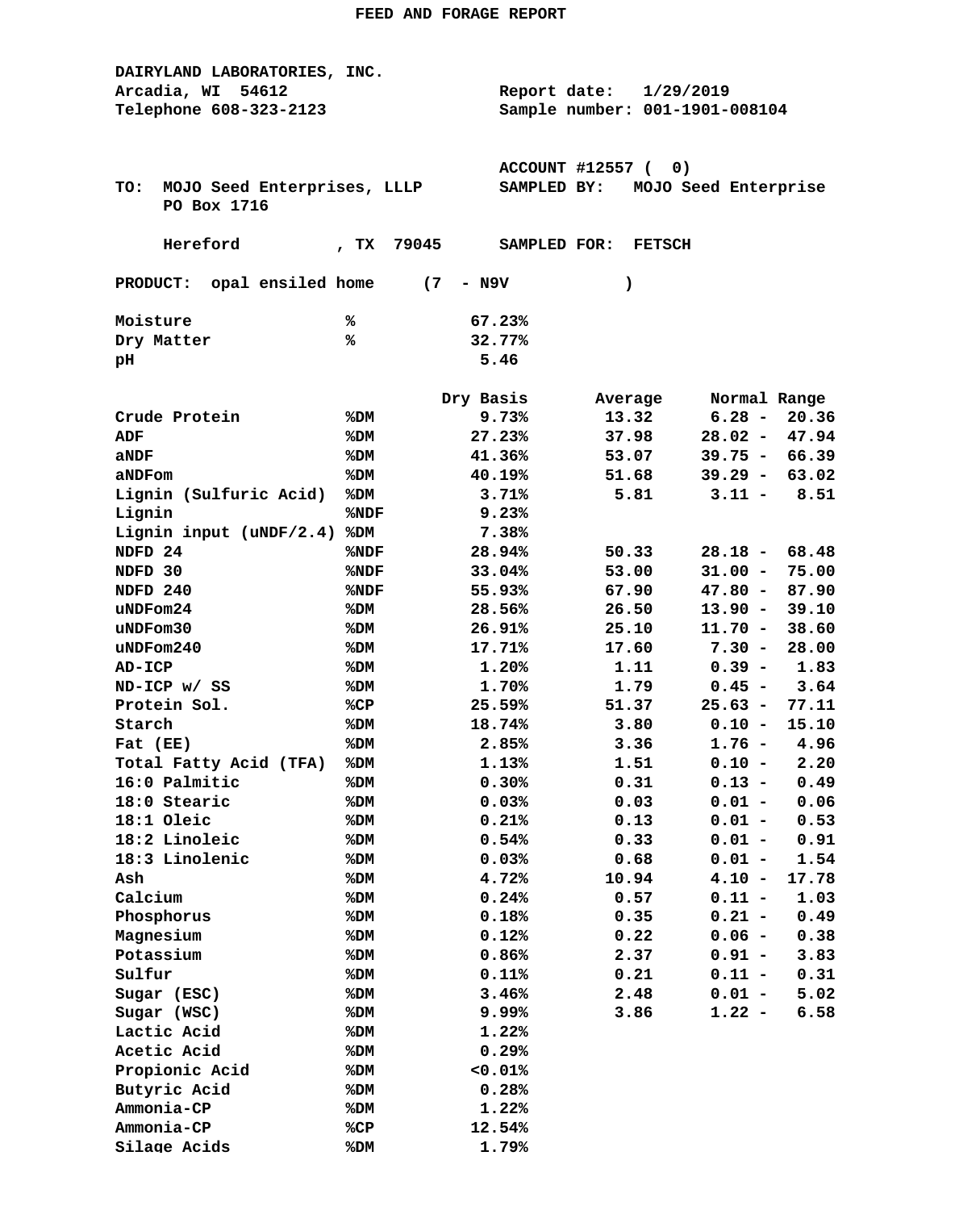# FEED AND FORAGE REPORT

**DAIRYLAND LABORATORIES, INC.**
Arcadia, WI 54612
Telephone 608-323-2123

Report date: 1/29/2019
Sample number: 001-1901-008104

ACCOUNT #12557 ( 0)

TO: MOJO Seed Enterprises, LLLP
PO Box 1716

Hereford , TX 79045

SAMPLED BY: MOJO Seed Enterprise

SAMPLED FOR: FETSCH

PRODUCT: opal ensiled home (7 - N9V )

| | | |
|---|---|---|
| Moisture | % | 67.23% |
| Dry Matter | % | 32.77% |
| pH | | 5.46 |

| | | Dry Basis | Average | Normal Range |
|---|---|---|---|---|
| Crude Protein | %DM | 9.73% | 13.32 | 6.28 - 20.36 |
| ADF | %DM | 27.23% | 37.98 | 28.02 - 47.94 |
| aNDF | %DM | 41.36% | 53.07 | 39.75 - 66.39 |
| aNDFom | %DM | 40.19% | 51.68 | 39.29 - 63.02 |
| Lignin (Sulfuric Acid) | %DM | 3.71% | 5.81 | 3.11 - 8.51 |
| Lignin | %NDF | 9.23% | | |
| Lignin input (uNDF/2.4) | %DM | 7.38% | | |
| NDFD 24 | %NDF | 28.94% | 50.33 | 28.18 - 68.48 |
| NDFD 30 | %NDF | 33.04% | 53.00 | 31.00 - 75.00 |
| NDFD 240 | %NDF | 55.93% | 67.90 | 47.80 - 87.90 |
| uNDFom24 | %DM | 28.56% | 26.50 | 13.90 - 39.10 |
| uNDFom30 | %DM | 26.91% | 25.10 | 11.70 - 38.60 |
| uNDFom240 | %DM | 17.71% | 17.60 | 7.30 - 28.00 |
| AD-ICP | %DM | 1.20% | 1.11 | 0.39 - 1.83 |
| ND-ICP w/ SS | %DM | 1.70% | 1.79 | 0.45 - 3.64 |
| Protein Sol. | %CP | 25.59% | 51.37 | 25.63 - 77.11 |
| Starch | %DM | 18.74% | 3.80 | 0.10 - 15.10 |
| Fat (EE) | %DM | 2.85% | 3.36 | 1.76 - 4.96 |
| Total Fatty Acid (TFA) | %DM | 1.13% | 1.51 | 0.10 - 2.20 |
| 16:0 Palmitic | %DM | 0.30% | 0.31 | 0.13 - 0.49 |
| 18:0 Stearic | %DM | 0.03% | 0.03 | 0.01 - 0.06 |
| 18:1 Oleic | %DM | 0.21% | 0.13 | 0.01 - 0.53 |
| 18:2 Linoleic | %DM | 0.54% | 0.33 | 0.01 - 0.91 |
| 18:3 Linolenic | %DM | 0.03% | 0.68 | 0.01 - 1.54 |
| Ash | %DM | 4.72% | 10.94 | 4.10 - 17.78 |
| Calcium | %DM | 0.24% | 0.57 | 0.11 - 1.03 |
| Phosphorus | %DM | 0.18% | 0.35 | 0.21 - 0.49 |
| Magnesium | %DM | 0.12% | 0.22 | 0.06 - 0.38 |
| Potassium | %DM | 0.86% | 2.37 | 0.91 - 3.83 |
| Sulfur | %DM | 0.11% | 0.21 | 0.11 - 0.31 |
| Sugar (ESC) | %DM | 3.46% | 2.48 | 0.01 - 5.02 |
| Sugar (WSC) | %DM | 9.99% | 3.86 | 1.22 - 6.58 |
| Lactic Acid | %DM | 1.22% | | |
| Acetic Acid | %DM | 0.29% | | |
| Propionic Acid | %DM | <0.01% | | |
| Butyric Acid | %DM | 0.28% | | |
| Ammonia-CP | %DM | 1.22% | | |
| Ammonia-CP | %CP | 12.54% | | |
| Silage Acids | %DM | 1.79% | | |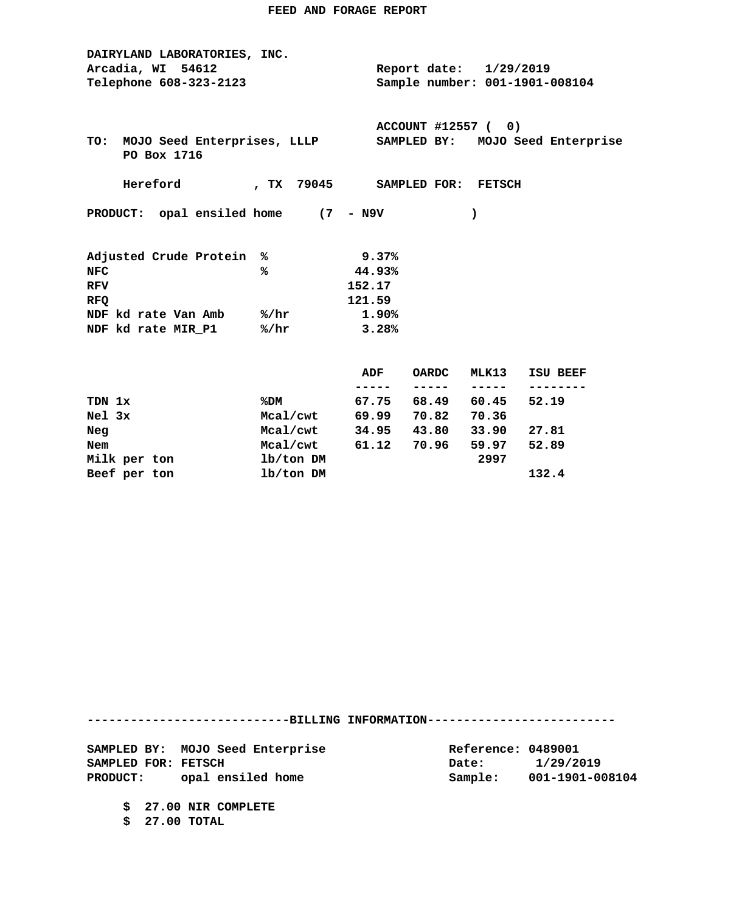# FEED AND FORAGE REPORT

**DAIRYLAND LABORATORIES, INC.**
Arcadia, WI 54612
Telephone 608-323-2123

Report date: 1/29/2019
Sample number: 001-1901-008104

ACCOUNT #12557 ( 0)

TO: MOJO Seed Enterprises, LLLP
PO Box 1716

Hereford , TX 79045

SAMPLED BY: MOJO Seed Enterprise

SAMPLED FOR: FETSCH

PRODUCT: opal ensiled home (7 - N9V )

| | | |
|---|---|---|
| Adjusted Crude Protein | % | 9.37% |
| NFC | % | 44.93% |
| RFV | | 152.17 |
| RFQ | | 121.59 |
| NDF kd rate Van Amb | %/hr | 1.90% |
| NDF kd rate MIR_P1 | %/hr | 3.28% |

| | | ADF | OARDC | MLK13 | ISU BEEF |
|---|---|---|---|---|---|
| TDN 1x | %DM | 67.75 | 68.49 | 60.45 | 52.19 |
| Nel 3x | Mcal/cwt | 69.99 | 70.82 | 70.36 | |
| Neg | Mcal/cwt | 34.95 | 43.80 | 33.90 | 27.81 |
| Nem | Mcal/cwt | 61.12 | 70.96 | 59.97 | 52.89 |
| Milk per ton | lb/ton DM | | | 2997 | |
| Beef per ton | lb/ton DM | | | | 132.4 |

----------------------------BILLING INFORMATION-------------------------

SAMPLED BY: MOJO Seed Enterprise
SAMPLED FOR: FETSCH
PRODUCT: opal ensiled home

Reference: 0489001
Date: 1/29/2019
Sample: 001-1901-008104

$ 27.00 NIR COMPLETE
$ 27.00 TOTAL